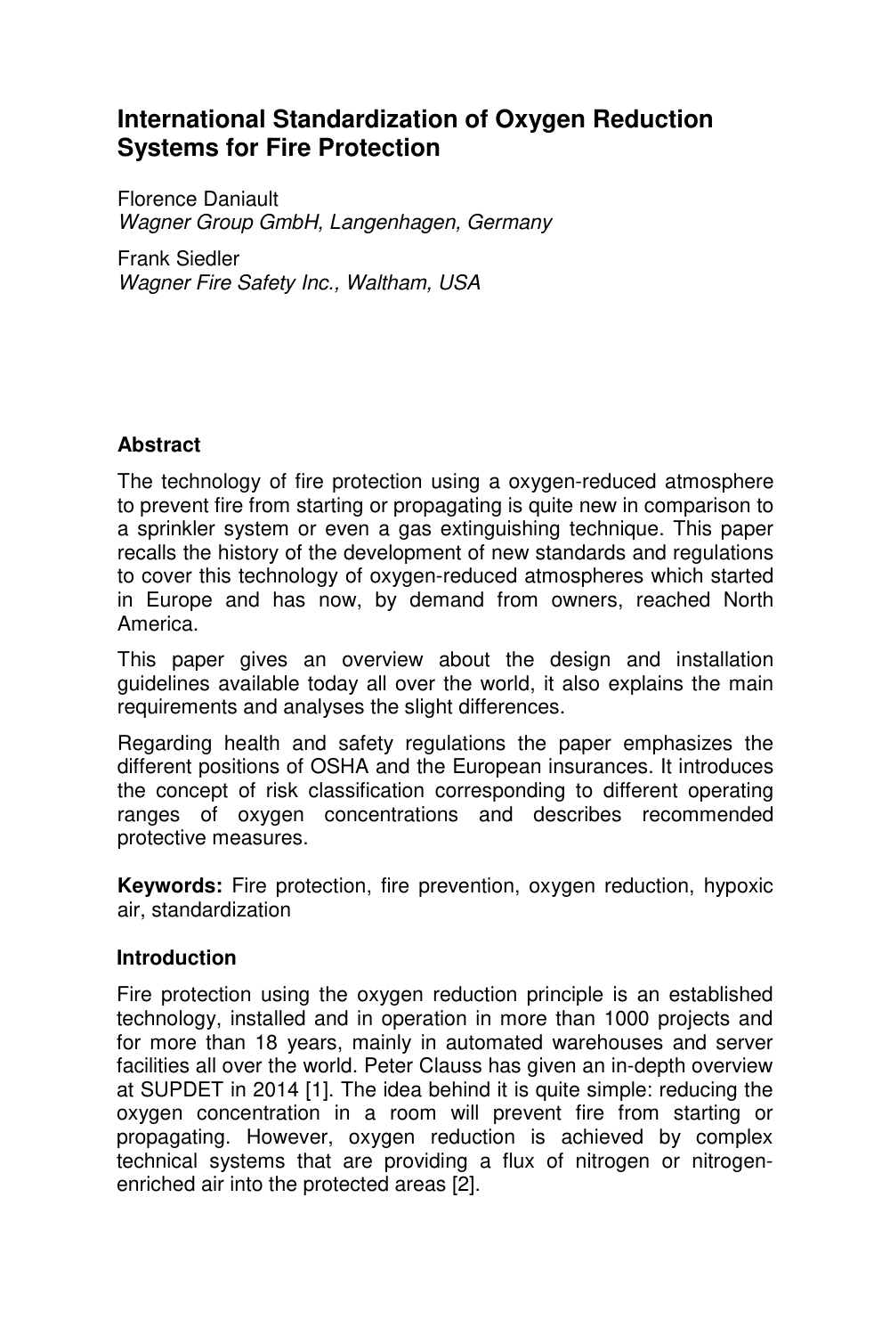# International Standardization of Oxygen Reduction Systems for Fire Protection

Florence Daniault
*Wagner Group GmbH, Langenhagen, Germany*

Frank Siedler
*Wagner Fire Safety Inc., Waltham, USA*

## Abstract

The technology of fire protection using a oxygen-reduced atmosphere to prevent fire from starting or propagating is quite new in comparison to a sprinkler system or even a gas extinguishing technique. This paper recalls the history of the development of new standards and regulations to cover this technology of oxygen-reduced atmospheres which started in Europe and has now, by demand from owners, reached North America.

This paper gives an overview about the design and installation guidelines available today all over the world, it also explains the main requirements and analyses the slight differences.

Regarding health and safety regulations the paper emphasizes the different positions of OSHA and the European insurances. It introduces the concept of risk classification corresponding to different operating ranges of oxygen concentrations and describes recommended protective measures.

**Keywords:** Fire protection, fire prevention, oxygen reduction, hypoxic air, standardization

## Introduction

Fire protection using the oxygen reduction principle is an established technology, installed and in operation in more than 1000 projects and for more than 18 years, mainly in automated warehouses and server facilities all over the world. Peter Clauss has given an in-depth overview at SUPDET in 2014 [1]. The idea behind it is quite simple: reducing the oxygen concentration in a room will prevent fire from starting or propagating. However, oxygen reduction is achieved by complex technical systems that are providing a flux of nitrogen or nitrogen-enriched air into the protected areas [2].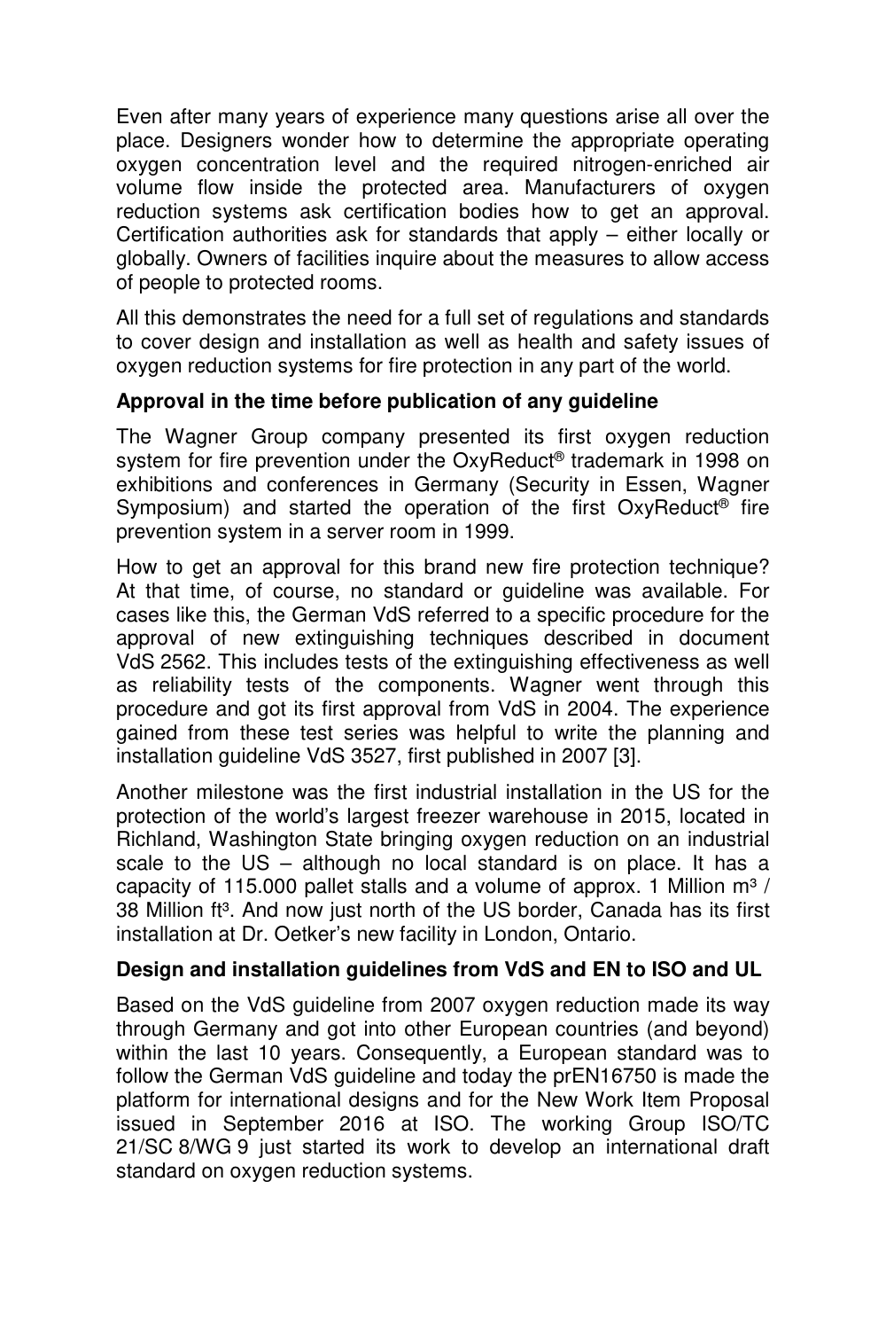Even after many years of experience many questions arise all over the place. Designers wonder how to determine the appropriate operating oxygen concentration level and the required nitrogen-enriched air volume flow inside the protected area. Manufacturers of oxygen reduction systems ask certification bodies how to get an approval. Certification authorities ask for standards that apply – either locally or globally. Owners of facilities inquire about the measures to allow access of people to protected rooms.

All this demonstrates the need for a full set of regulations and standards to cover design and installation as well as health and safety issues of oxygen reduction systems for fire protection in any part of the world.

**Approval in the time before publication of any guideline**

The Wagner Group company presented its first oxygen reduction system for fire prevention under the OxyReduct® trademark in 1998 on exhibitions and conferences in Germany (Security in Essen, Wagner Symposium) and started the operation of the first OxyReduct® fire prevention system in a server room in 1999.

How to get an approval for this brand new fire protection technique? At that time, of course, no standard or guideline was available. For cases like this, the German VdS referred to a specific procedure for the approval of new extinguishing techniques described in document VdS 2562. This includes tests of the extinguishing effectiveness as well as reliability tests of the components. Wagner went through this procedure and got its first approval from VdS in 2004. The experience gained from these test series was helpful to write the planning and installation guideline VdS 3527, first published in 2007 [3].

Another milestone was the first industrial installation in the US for the protection of the world's largest freezer warehouse in 2015, located in Richland, Washington State bringing oxygen reduction on an industrial scale to the US – although no local standard is on place. It has a capacity of 115.000 pallet stalls and a volume of approx. 1 Million m³ / 38 Million ft³. And now just north of the US border, Canada has its first installation at Dr. Oetker's new facility in London, Ontario.

**Design and installation guidelines from VdS and EN to ISO and UL**

Based on the VdS guideline from 2007 oxygen reduction made its way through Germany and got into other European countries (and beyond) within the last 10 years. Consequently, a European standard was to follow the German VdS guideline and today the prEN16750 is made the platform for international designs and for the New Work Item Proposal issued in September 2016 at ISO. The working Group ISO/TC 21/SC 8/WG 9 just started its work to develop an international draft standard on oxygen reduction systems.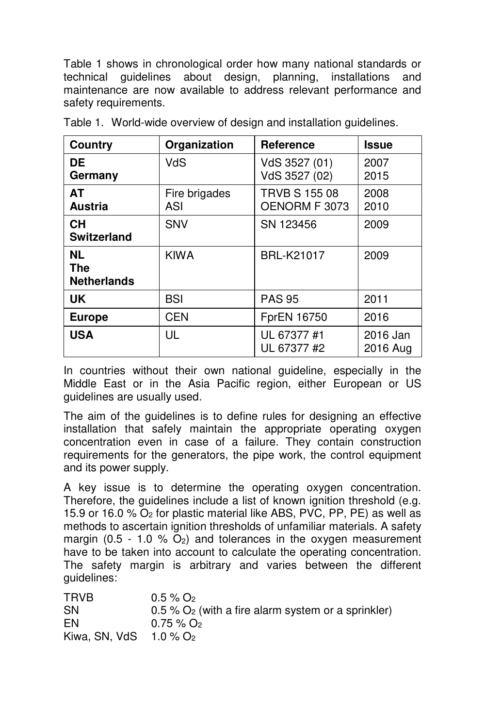Table 1 shows in chronological order how many national standards or technical guidelines about design, planning, installations and maintenance are now available to address relevant performance and safety requirements.

Table 1. World-wide overview of design and installation guidelines.

| Country | Organization | Reference | Issue |
|---|---|---|---|
| **DE Germany** | VdS | VdS 3527 (01)<br>VdS 3527 (02) | 2007<br>2015 |
| **AT Austria** | Fire brigades<br>ASI | TRVB S 155 08<br>OENORM F 3073 | 2008<br>2010 |
| **CH Switzerland** | SNV | SN 123456 | 2009 |
| **NL The Netherlands** | KIWA | BRL-K21017 | 2009 |
| **UK** | BSI | PAS 95 | 2011 |
| **Europe** | CEN | FprEN 16750 | 2016 |
| **USA** | UL | UL 67377 #1<br>UL 67377 #2 | 2016 Jan<br>2016 Aug |

In countries without their own national guideline, especially in the Middle East or in the Asia Pacific region, either European or US guidelines are usually used.

The aim of the guidelines is to define rules for designing an effective installation that safely maintain the appropriate operating oxygen concentration even in case of a failure. They contain construction requirements for the generators, the pipe work, the control equipment and its power supply.

A key issue is to determine the operating oxygen concentration. Therefore, the guidelines include a list of known ignition threshold (e.g. 15.9 or 16.0 % $O_2$ for plastic material like ABS, PVC, PP, PE) as well as methods to ascertain ignition thresholds of unfamiliar materials. A safety margin (0.5 - 1.0 % $O_2$) and tolerances in the oxygen measurement have to be taken into account to calculate the operating concentration. The safety margin is arbitrary and varies between the different guidelines:

TRVB 0.5 % $O_2$
SN 0.5 % $O_2$ (with a fire alarm system or a sprinkler)
EN 0.75 % $O_2$
Kiwa, SN, VdS 1.0 % $O_2$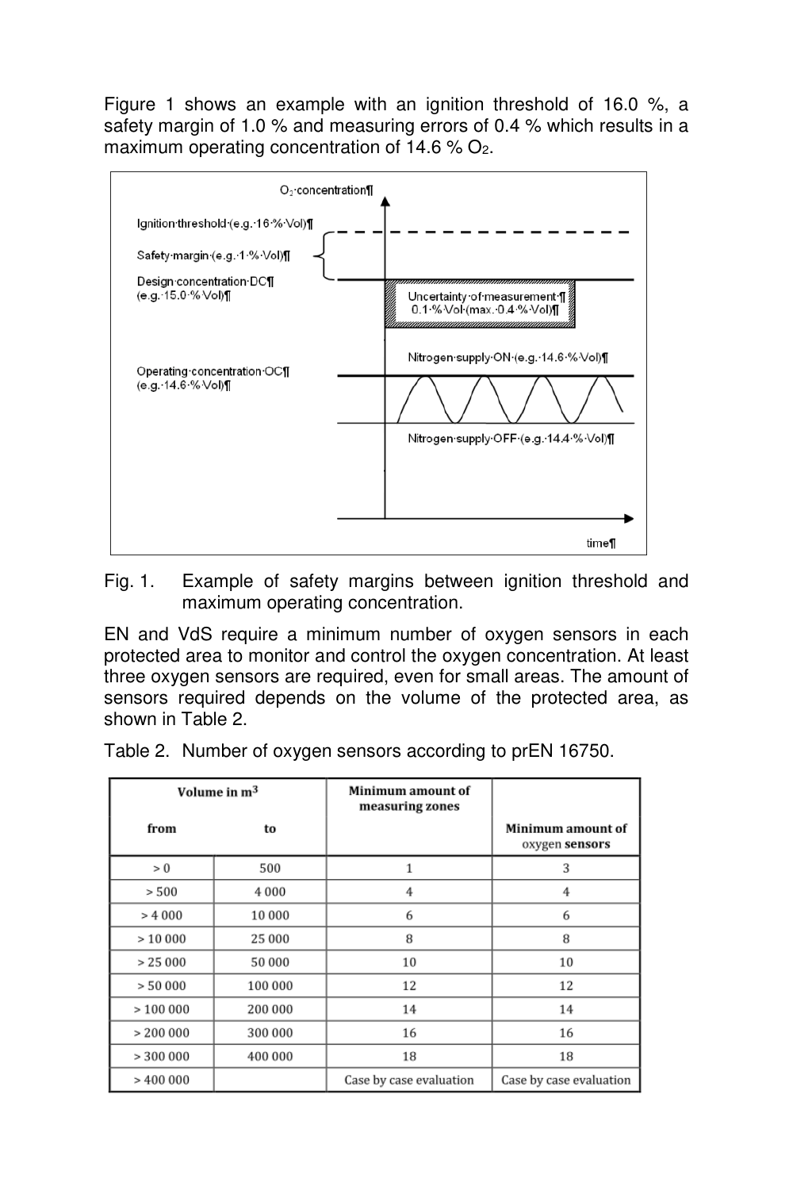Figure 1 shows an example with an ignition threshold of 16.0 %, a safety margin of 1.0 % and measuring errors of 0.4 % which results in a maximum operating concentration of 14.6 % $O_2$.

Fig. 1. Example of safety margins between ignition threshold and maximum operating concentration.

EN and VdS require a minimum number of oxygen sensors in each protected area to monitor and control the oxygen concentration. At least three oxygen sensors are required, even for small areas. The amount of sensors required depends on the volume of the protected area, as shown in Table 2.

Table 2. Number of oxygen sensors according to prEN 16750.

| Volume in m³ | | Minimum amount of measuring zones | Minimum amount of oxygen sensors |
|---|---|---|---|
| from | to | | |
| > 0 | 500 | 1 | 3 |
| > 500 | 4 000 | 4 | 4 |
| > 4 000 | 10 000 | 6 | 6 |
| > 10 000 | 25 000 | 8 | 8 |
| > 25 000 | 50 000 | 10 | 10 |
| > 50 000 | 100 000 | 12 | 12 |
| > 100 000 | 200 000 | 14 | 14 |
| > 200 000 | 300 000 | 16 | 16 |
| > 300 000 | 400 000 | 18 | 18 |
| > 400 000 | | Case by case evaluation | Case by case evaluation |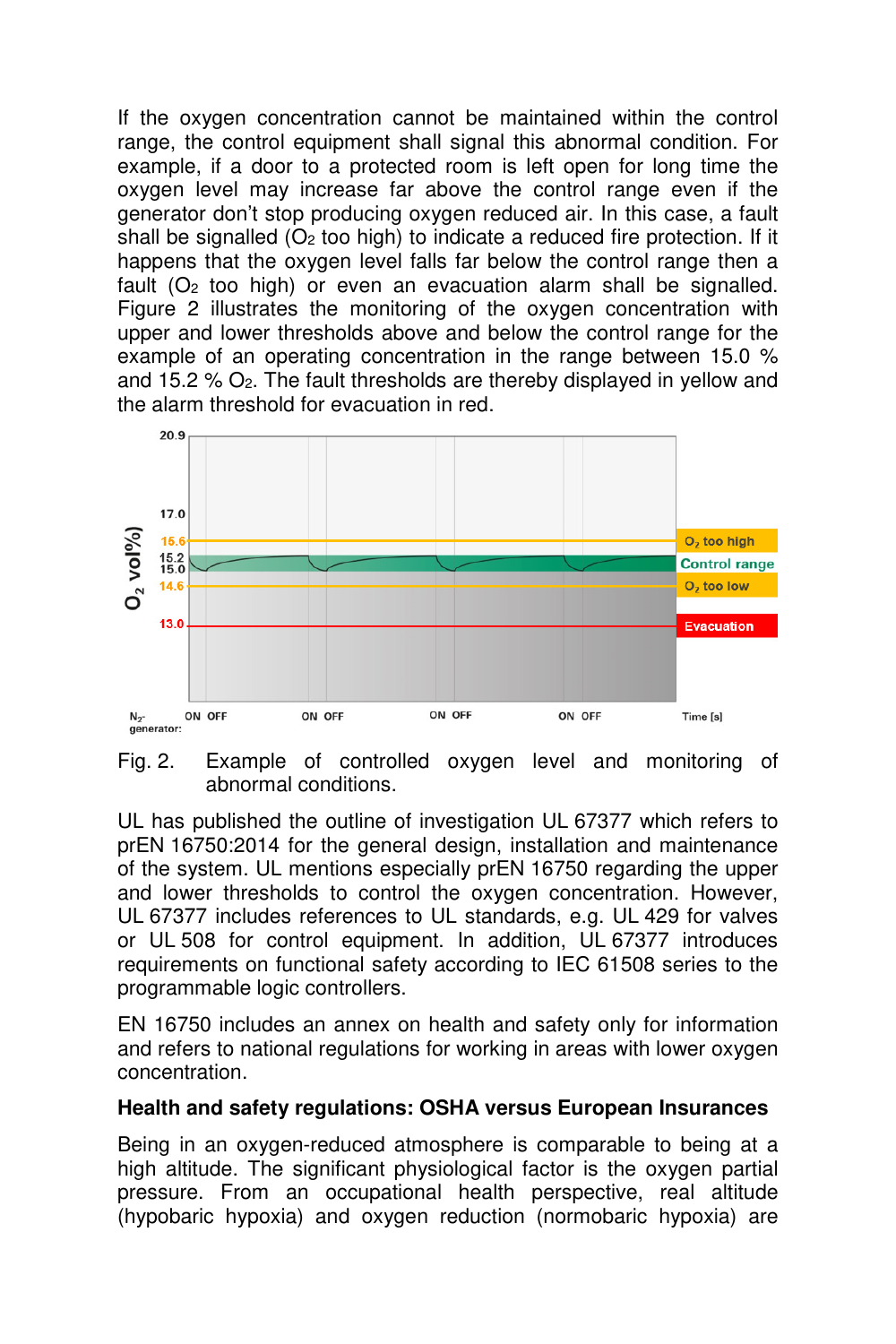If the oxygen concentration cannot be maintained within the control range, the control equipment shall signal this abnormal condition. For example, if a door to a protected room is left open for long time the oxygen level may increase far above the control range even if the generator don't stop producing oxygen reduced air. In this case, a fault shall be signalled ($O_2$ too high) to indicate a reduced fire protection. If it happens that the oxygen level falls far below the control range then a fault ($O_2$ too high) or even an evacuation alarm shall be signalled. Figure 2 illustrates the monitoring of the oxygen concentration with upper and lower thresholds above and below the control range for the example of an operating concentration in the range between 15.0 % and 15.2 % $O_2$. The fault thresholds are thereby displayed in yellow and the alarm threshold for evacuation in red.

Fig. 2. Example of controlled oxygen level and monitoring of abnormal conditions.

UL has published the outline of investigation UL 67377 which refers to prEN 16750:2014 for the general design, installation and maintenance of the system. UL mentions especially prEN 16750 regarding the upper and lower thresholds to control the oxygen concentration. However, UL 67377 includes references to UL standards, e.g. UL 429 for valves or UL 508 for control equipment. In addition, UL 67377 introduces requirements on functional safety according to IEC 61508 series to the programmable logic controllers.

EN 16750 includes an annex on health and safety only for information and refers to national regulations for working in areas with lower oxygen concentration.

**Health and safety regulations: OSHA versus European Insurances**

Being in an oxygen-reduced atmosphere is comparable to being at a high altitude. The significant physiological factor is the oxygen partial pressure. From an occupational health perspective, real altitude (hypobaric hypoxia) and oxygen reduction (normobaric hypoxia) are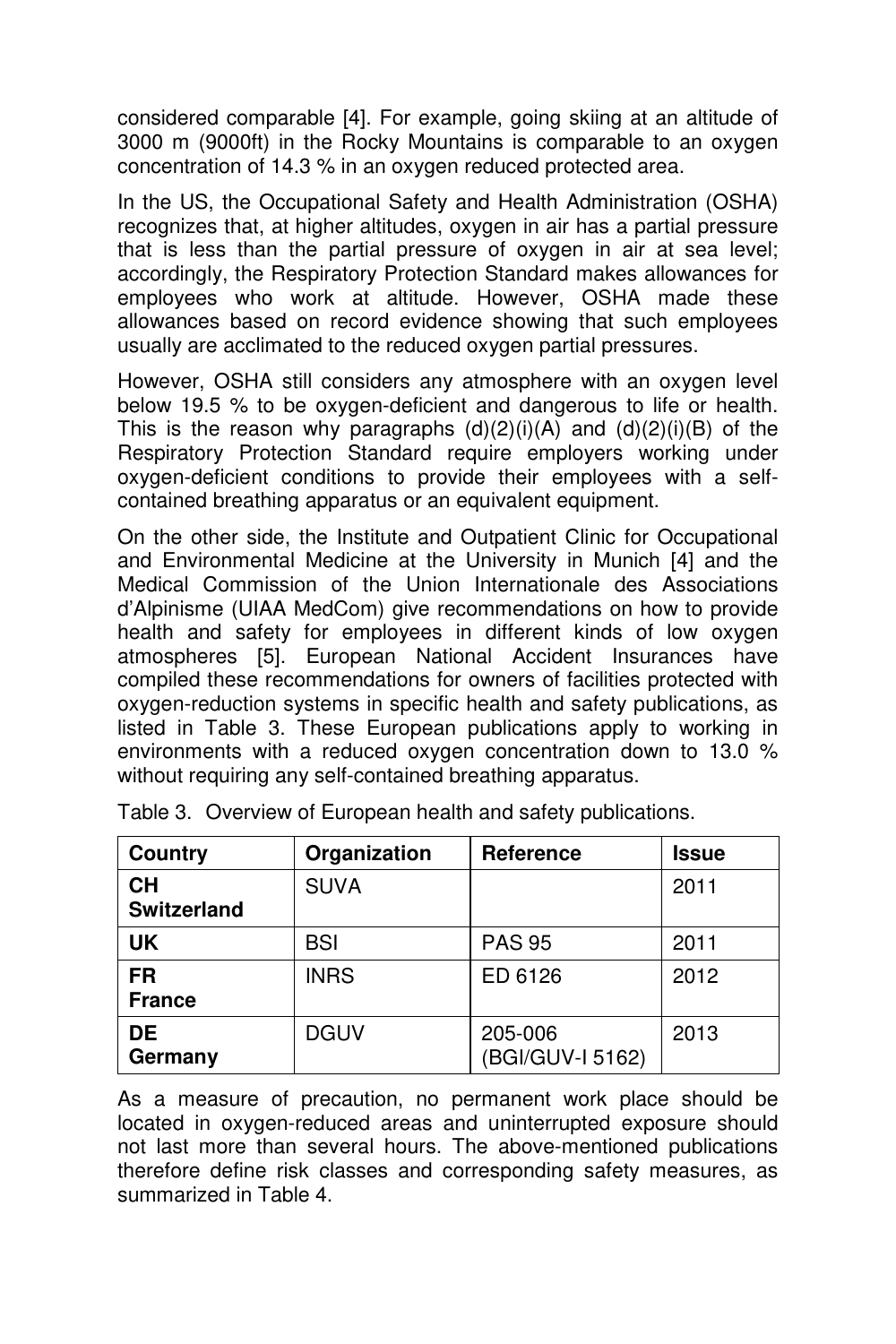considered comparable [4]. For example, going skiing at an altitude of 3000 m (9000ft) in the Rocky Mountains is comparable to an oxygen concentration of 14.3 % in an oxygen reduced protected area.

In the US, the Occupational Safety and Health Administration (OSHA) recognizes that, at higher altitudes, oxygen in air has a partial pressure that is less than the partial pressure of oxygen in air at sea level; accordingly, the Respiratory Protection Standard makes allowances for employees who work at altitude. However, OSHA made these allowances based on record evidence showing that such employees usually are acclimated to the reduced oxygen partial pressures.

However, OSHA still considers any atmosphere with an oxygen level below 19.5 % to be oxygen-deficient and dangerous to life or health. This is the reason why paragraphs (d)(2)(i)(A) and (d)(2)(i)(B) of the Respiratory Protection Standard require employers working under oxygen-deficient conditions to provide their employees with a self-contained breathing apparatus or an equivalent equipment.

On the other side, the Institute and Outpatient Clinic for Occupational and Environmental Medicine at the University in Munich [4] and the Medical Commission of the Union Internationale des Associations d'Alpinisme (UIAA MedCom) give recommendations on how to provide health and safety for employees in different kinds of low oxygen atmospheres [5]. European National Accident Insurances have compiled these recommendations for owners of facilities protected with oxygen-reduction systems in specific health and safety publications, as listed in Table 3. These European publications apply to working in environments with a reduced oxygen concentration down to 13.0 % without requiring any self-contained breathing apparatus.

Table 3. Overview of European health and safety publications.

| Country | Organization | Reference | Issue |
|---|---|---|---|
| **CH Switzerland** | SUVA | | 2011 |
| **UK** | BSI | PAS 95 | 2011 |
| **FR France** | INRS | ED 6126 | 2012 |
| **DE Germany** | DGUV | 205-006 (BGI/GUV-I 5162) | 2013 |

As a measure of precaution, no permanent work place should be located in oxygen-reduced areas and uninterrupted exposure should not last more than several hours. The above-mentioned publications therefore define risk classes and corresponding safety measures, as summarized in Table 4.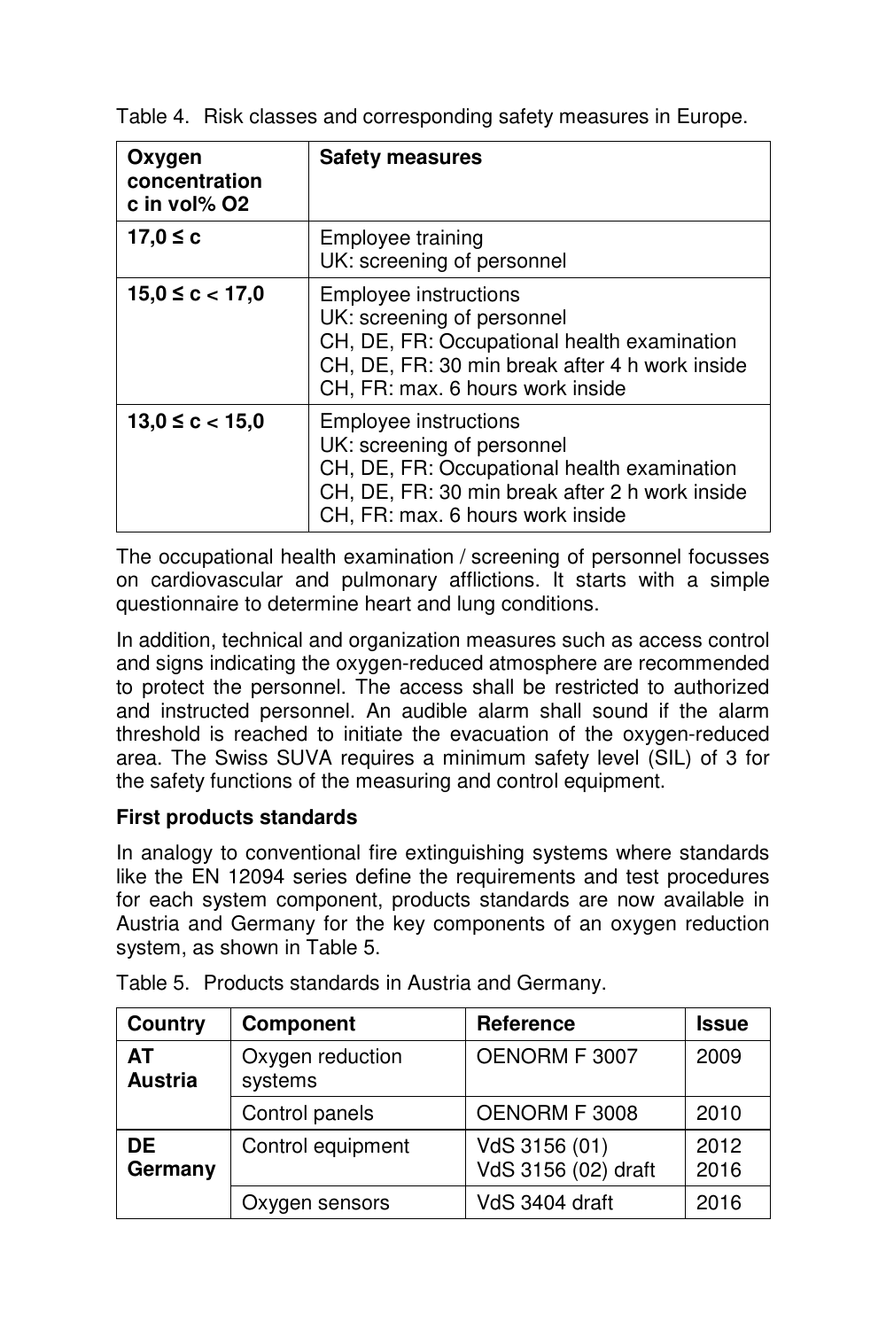Table 4. Risk classes and corresponding safety measures in Europe.

| Oxygen concentration c in vol% O2 | Safety measures |
|---|---|
| **17,0 ≤ c** | Employee training<br>UK: screening of personnel |
| **15,0 ≤ c < 17,0** | Employee instructions<br>UK: screening of personnel<br>CH, DE, FR: Occupational health examination<br>CH, DE, FR: 30 min break after 4 h work inside<br>CH, FR: max. 6 hours work inside |
| **13,0 ≤ c < 15,0** | Employee instructions<br>UK: screening of personnel<br>CH, DE, FR: Occupational health examination<br>CH, DE, FR: 30 min break after 2 h work inside<br>CH, FR: max. 6 hours work inside |

The occupational health examination / screening of personnel focusses on cardiovascular and pulmonary afflictions. It starts with a simple questionnaire to determine heart and lung conditions.

In addition, technical and organization measures such as access control and signs indicating the oxygen-reduced atmosphere are recommended to protect the personnel. The access shall be restricted to authorized and instructed personnel. An audible alarm shall sound if the alarm threshold is reached to initiate the evacuation of the oxygen-reduced area. The Swiss SUVA requires a minimum safety level (SIL) of 3 for the safety functions of the measuring and control equipment.

**First products standards**

In analogy to conventional fire extinguishing systems where standards like the EN 12094 series define the requirements and test procedures for each system component, products standards are now available in Austria and Germany for the key components of an oxygen reduction system, as shown in Table 5.

Table 5. Products standards in Austria and Germany.

| Country | Component | Reference | Issue |
|---|---|---|---|
| **AT Austria** | Oxygen reduction systems | OENORM F 3007 | 2009 |
| | Control panels | OENORM F 3008 | 2010 |
| **DE Germany** | Control equipment | VdS 3156 (01)<br>VdS 3156 (02) draft | 2012<br>2016 |
| | Oxygen sensors | VdS 3404 draft | 2016 |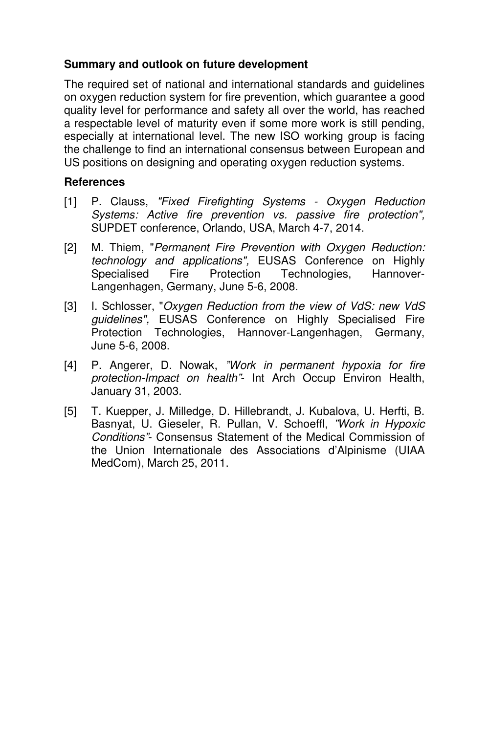## Summary and outlook on future development

The required set of national and international standards and guidelines on oxygen reduction system for fire prevention, which guarantee a good quality level for performance and safety all over the world, has reached a respectable level of maturity even if some more work is still pending, especially at international level. The new ISO working group is facing the challenge to find an international consensus between European and US positions on designing and operating oxygen reduction systems.

## References

[1] P. Clauss, *"Fixed Firefighting Systems - Oxygen Reduction Systems: Active fire prevention vs. passive fire protection",* SUPDET conference, Orlando, USA, March 4-7, 2014.

[2] M. Thiem, "*Permanent Fire Prevention with Oxygen Reduction: technology and applications",* EUSAS Conference on Highly Specialised Fire Protection Technologies, Hannover-Langenhagen, Germany, June 5-6, 2008.

[3] I. Schlosser, "*Oxygen Reduction from the view of VdS: new VdS guidelines",* EUSAS Conference on Highly Specialised Fire Protection Technologies, Hannover-Langenhagen, Germany, June 5-6, 2008.

[4] P. Angerer, D. Nowak, *"Work in permanent hypoxia for fire protection-Impact on health"*- Int Arch Occup Environ Health, January 31, 2003.

[5] T. Kuepper, J. Milledge, D. Hillebrandt, J. Kubalova, U. Herfti, B. Basnyat, U. Gieseler, R. Pullan, V. Schoeffl, *"Work in Hypoxic Conditions"*- Consensus Statement of the Medical Commission of the Union Internationale des Associations d'Alpinisme (UIAA MedCom), March 25, 2011.